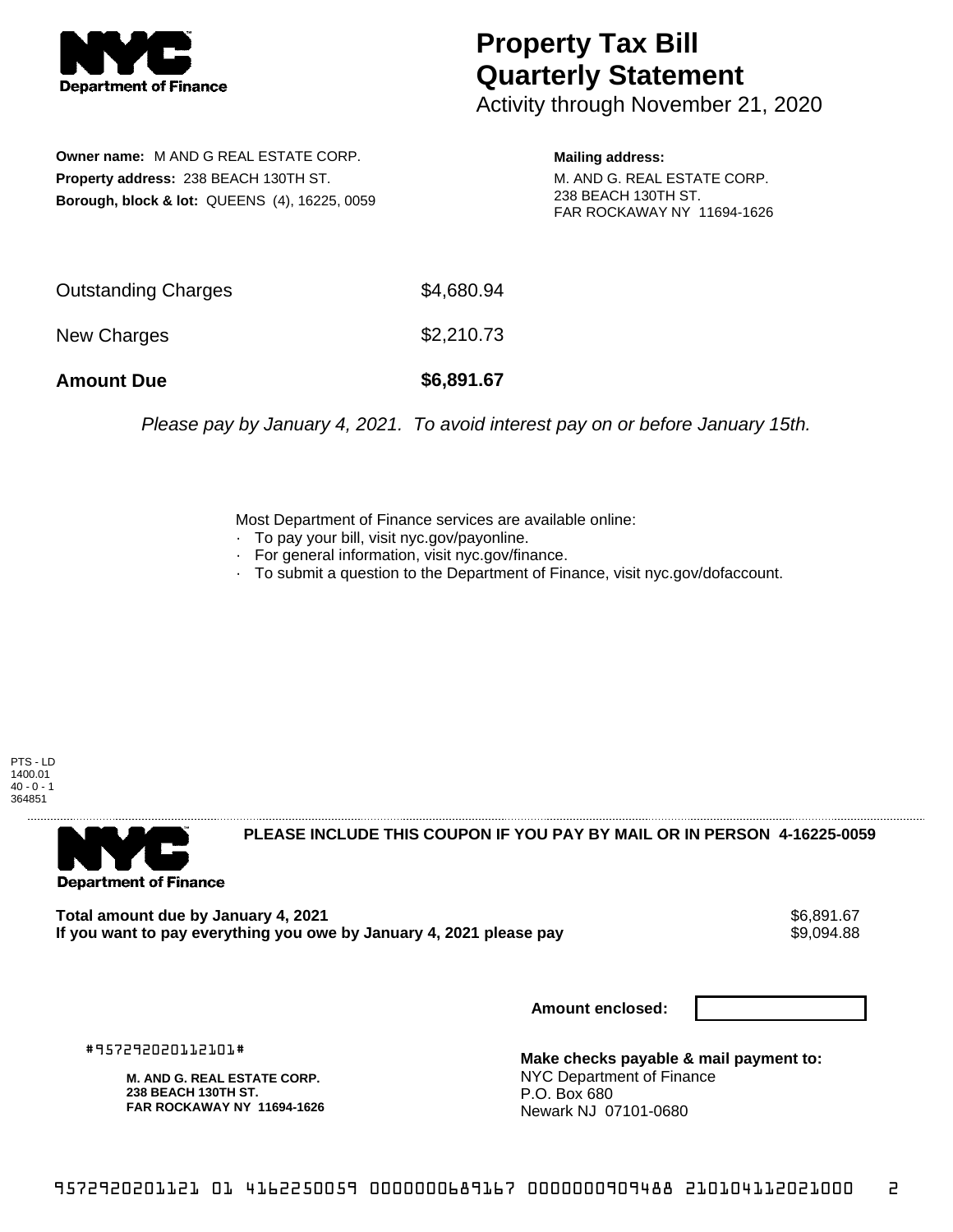# Property Tax Bill Quarterly Statement

Activity through November 21, 2020

**Owner name:** M AND G REAL ESTATE CORP.
**Property address:** 238 BEACH 130TH ST.
**Borough, block & lot:** QUEENS (4), 16225, 0059

**Mailing address:**
M. AND G. REAL ESTATE CORP.
238 BEACH 130TH ST.
FAR ROCKAWAY NY 11694-1626

| | |
|---|---|
| Outstanding Charges | $4,680.94 |
| New Charges | $2,210.73 |
| **Amount Due** | **$6,891.67** |

*Please pay by January 4, 2021. To avoid interest pay on or before January 15th.*

Most Department of Finance services are available online:

- To pay your bill, visit nyc.gov/payonline.
- For general information, visit nyc.gov/finance.
- To submit a question to the Department of Finance, visit nyc.gov/dofaccount.

PTS - LD
1400.01
40 - 0 - 1
364851

**PLEASE INCLUDE THIS COUPON IF YOU PAY BY MAIL OR IN PERSON 4-16225-0059**

| | |
|---|---|
| **Total amount due by January 4, 2021** | $6,891.67 |
| **If you want to pay everything you owe by January 4, 2021 please pay** | $9,094.88 |

**Amount enclosed:**

#957292020112101#

**M. AND G. REAL ESTATE CORP.**
**238 BEACH 130TH ST.**
**FAR ROCKAWAY NY 11694-1626**

**Make checks payable & mail payment to:**
NYC Department of Finance
P.O. Box 680
Newark NJ 07101-0680

9572920201121 01 4162250059 0000000689167 0000000909488 210104112021000 2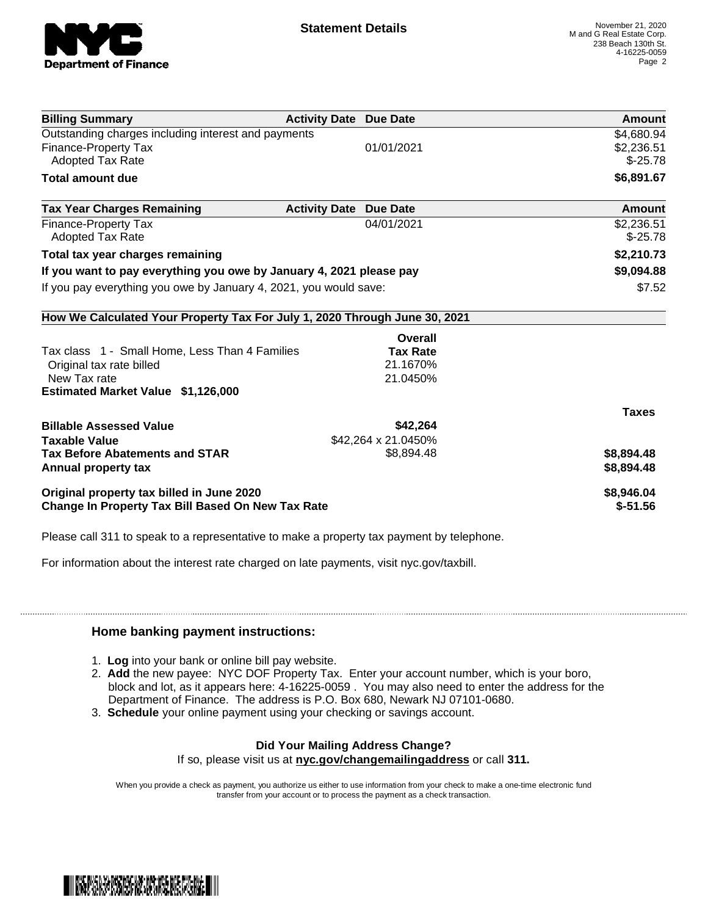# Statement Details

November 21, 2020
M and G Real Estate Corp.
238 Beach 130th St.
4-16225-0059

| Billing Summary | Activity Date | Due Date | Amount |
|---|---|---|---|
| Outstanding charges including interest and payments | | | $4,680.94 |
| Finance-Property Tax | | 01/01/2021 | $2,236.51 |
| Adopted Tax Rate | | | $-25.78 |
| **Total amount due** | | | **$6,891.67** |

| Tax Year Charges Remaining | Activity Date | Due Date | Amount |
|---|---|---|---|
| Finance-Property Tax | | 04/01/2021 | $2,236.51 |
| Adopted Tax Rate | | | $-25.78 |
| **Total tax year charges remaining** | | | **$2,210.73** |
| **If you want to pay everything you owe by January 4, 2021 please pay** | | | **$9,094.88** |
| If you pay everything you owe by January 4, 2021, you would save: | | | $7.52 |

**How We Calculated Your Property Tax For July 1, 2020 Through June 30, 2021**

| | Overall Tax Rate | |
|---|---|---|
| Tax class 1 - Small Home, Less Than 4 Families | | |
| Original tax rate billed | 21.1670% | |
| New Tax rate | 21.0450% | |
| **Estimated Market Value $1,126,000** | | |
| | | **Taxes** |
| **Billable Assessed Value** | **$42,264** | |
| **Taxable Value** | $42,264 x 21.0450% | |
| **Tax Before Abatements and STAR** | $8,894.48 | **$8,894.48** |
| **Annual property tax** | | **$8,894.48** |
| **Original property tax billed in June 2020** | | **$8,946.04** |
| **Change In Property Tax Bill Based On New Tax Rate** | | **$-51.56** |

Please call 311 to speak to a representative to make a property tax payment by telephone.

For information about the interest rate charged on late payments, visit nyc.gov/taxbill.

## Home banking payment instructions:

1. **Log** into your bank or online bill pay website.
2. **Add** the new payee: NYC DOF Property Tax. Enter your account number, which is your boro, block and lot, as it appears here: 4-16225-0059 . You may also need to enter the address for the Department of Finance. The address is P.O. Box 680, Newark NJ 07101-0680.
3. **Schedule** your online payment using your checking or savings account.

**Did Your Mailing Address Change?**

If so, please visit us at **nyc.gov/changemailingaddress** or call **311.**

When you provide a check as payment, you authorize us either to use information from your check to make a one-time electronic fund transfer from your account or to process the payment as a check transaction.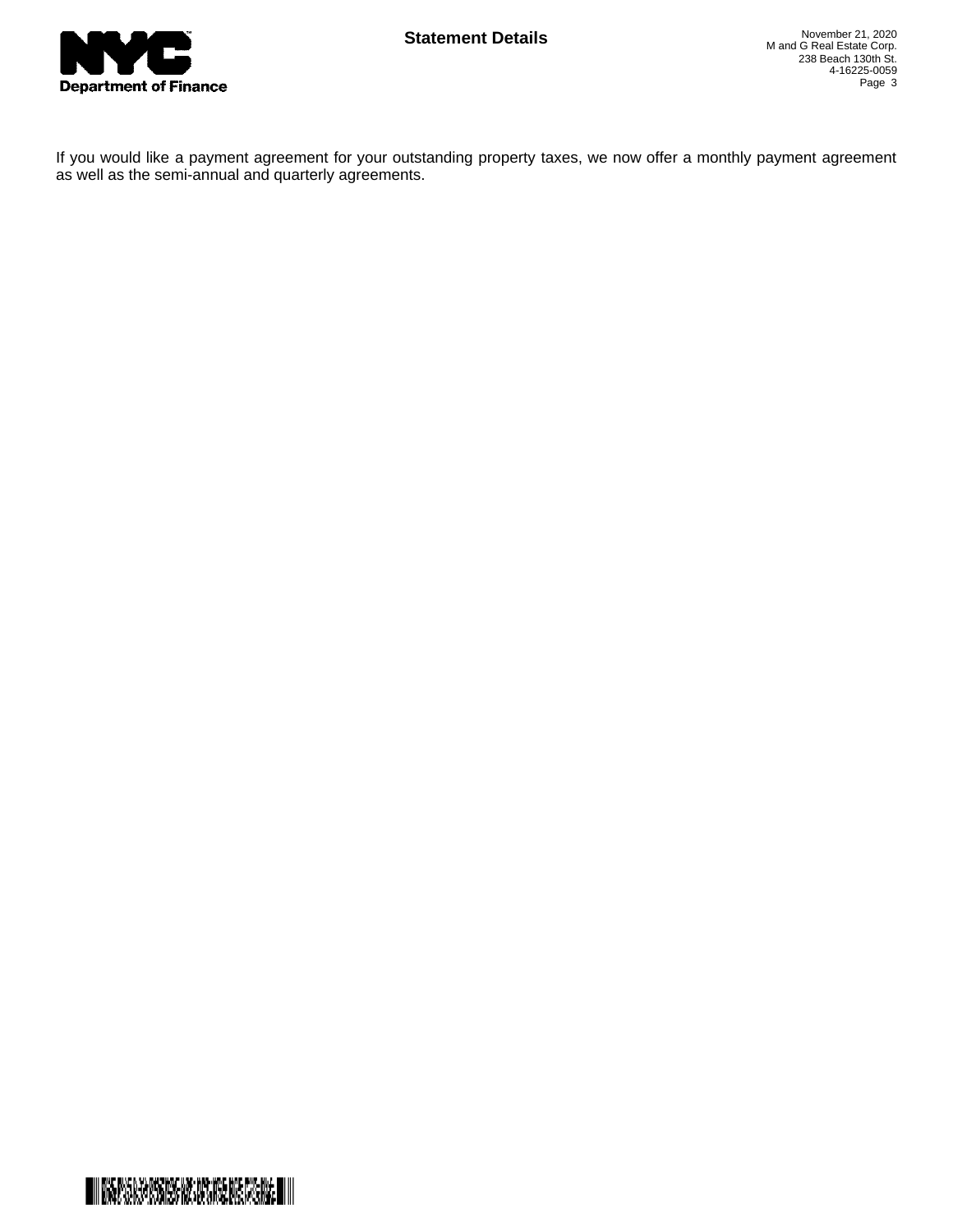If you would like a payment agreement for your outstanding property taxes, we now offer a monthly payment agreement as well as the semi-annual and quarterly agreements.